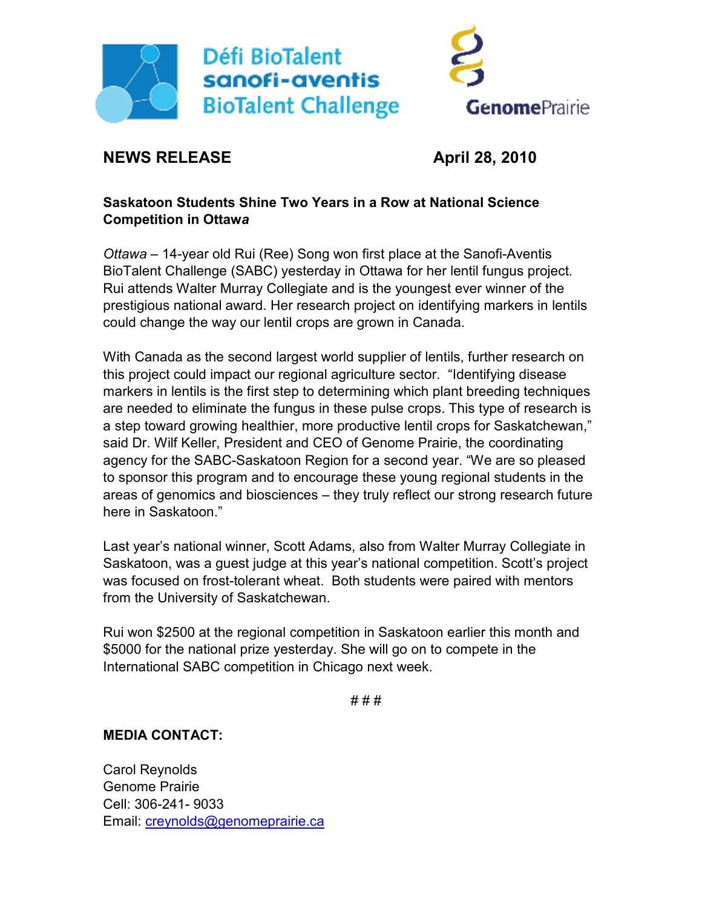Défi BioTalent
sanofi-aventis
BioTalent Challenge

GenomePrairie

**NEWS RELEASE** **April 28, 2010**

**Saskatoon Students Shine Two Years in a Row at National Science Competition in Ottawa**

*Ottawa* – 14-year old Rui (Ree) Song won first place at the Sanofi-Aventis BioTalent Challenge (SABC) yesterday in Ottawa for her lentil fungus project. Rui attends Walter Murray Collegiate and is the youngest ever winner of the prestigious national award. Her research project on identifying markers in lentils could change the way our lentil crops are grown in Canada.

With Canada as the second largest world supplier of lentils, further research on this project could impact our regional agriculture sector. "Identifying disease markers in lentils is the first step to determining which plant breeding techniques are needed to eliminate the fungus in these pulse crops. This type of research is a step toward growing healthier, more productive lentil crops for Saskatchewan," said Dr. Wilf Keller, President and CEO of Genome Prairie, the coordinating agency for the SABC-Saskatoon Region for a second year. "We are so pleased to sponsor this program and to encourage these young regional students in the areas of genomics and biosciences – they truly reflect our strong research future here in Saskatoon."

Last year's national winner, Scott Adams, also from Walter Murray Collegiate in Saskatoon, was a guest judge at this year's national competition. Scott's project was focused on frost-tolerant wheat. Both students were paired with mentors from the University of Saskatchewan.

Rui won $2500 at the regional competition in Saskatoon earlier this month and $5000 for the national prize yesterday. She will go on to compete in the International SABC competition in Chicago next week.

# # #

**MEDIA CONTACT:**

Carol Reynolds
Genome Prairie
Cell: 306-241- 9033
Email: creynolds@genomeprairie.ca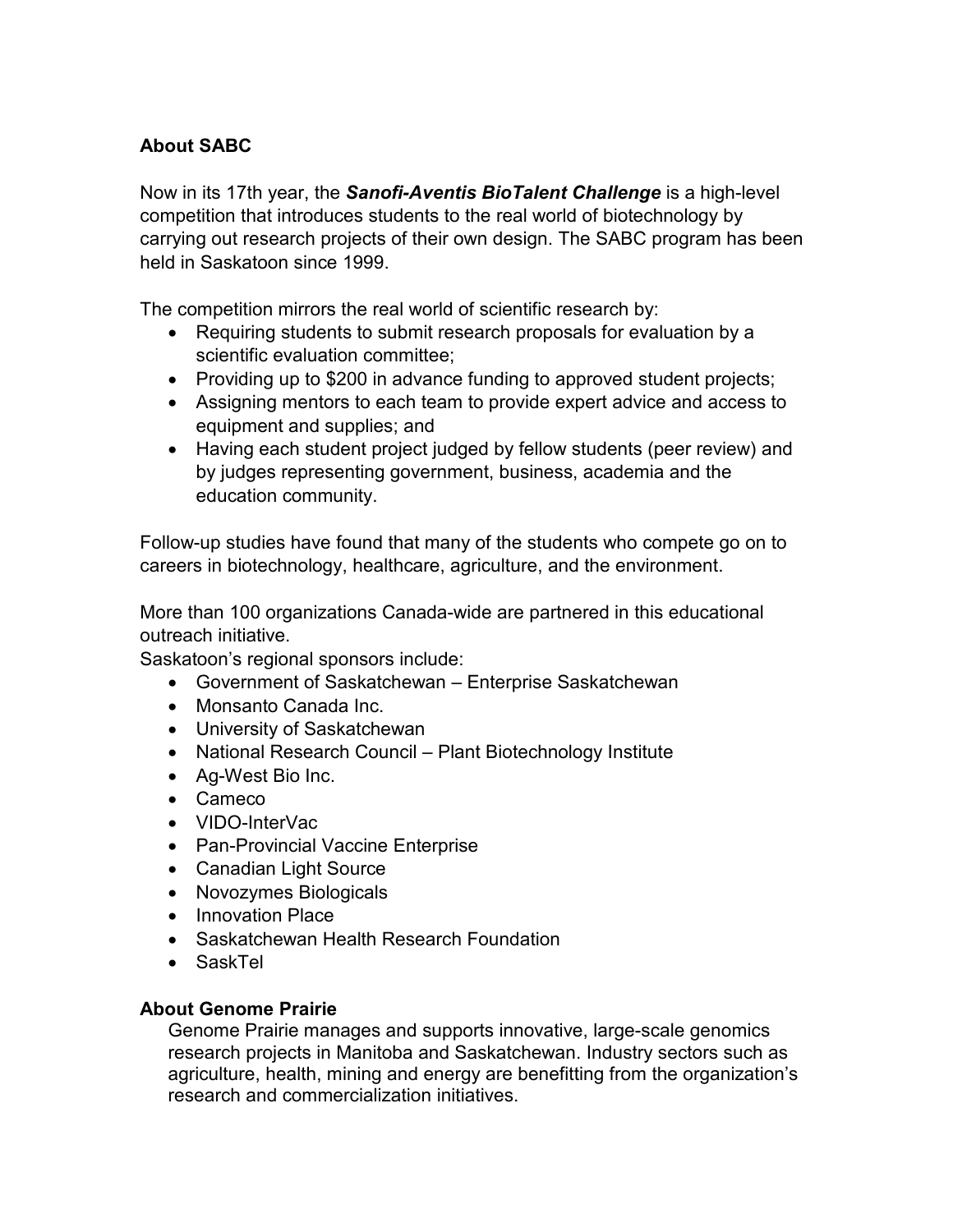**About SABC**

Now in its 17th year, the ***Sanofi-Aventis BioTalent Challenge*** is a high-level competition that introduces students to the real world of biotechnology by carrying out research projects of their own design. The SABC program has been held in Saskatoon since 1999.

The competition mirrors the real world of scientific research by:

- Requiring students to submit research proposals for evaluation by a scientific evaluation committee;
- Providing up to $200 in advance funding to approved student projects;
- Assigning mentors to each team to provide expert advice and access to equipment and supplies; and
- Having each student project judged by fellow students (peer review) and by judges representing government, business, academia and the education community.

Follow-up studies have found that many of the students who compete go on to careers in biotechnology, healthcare, agriculture, and the environment.

More than 100 organizations Canada-wide are partnered in this educational outreach initiative.

Saskatoon's regional sponsors include:

- Government of Saskatchewan – Enterprise Saskatchewan
- Monsanto Canada Inc.
- University of Saskatchewan
- National Research Council – Plant Biotechnology Institute
- Ag-West Bio Inc.
- Cameco
- VIDO-InterVac
- Pan-Provincial Vaccine Enterprise
- Canadian Light Source
- Novozymes Biologicals
- Innovation Place
- Saskatchewan Health Research Foundation
- SaskTel

**About Genome Prairie**

Genome Prairie manages and supports innovative, large-scale genomics research projects in Manitoba and Saskatchewan. Industry sectors such as agriculture, health, mining and energy are benefitting from the organization's research and commercialization initiatives.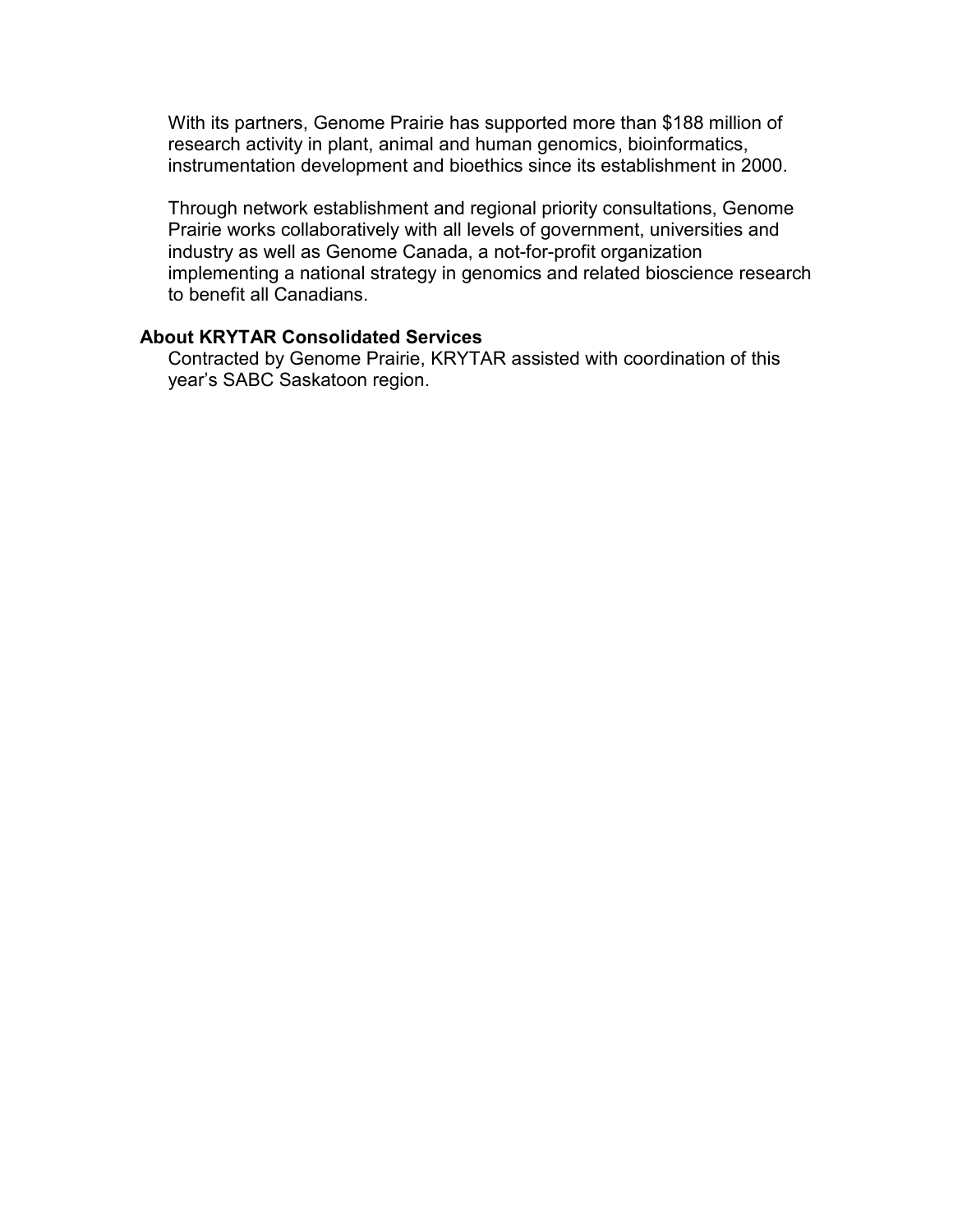With its partners, Genome Prairie has supported more than $188 million of research activity in plant, animal and human genomics, bioinformatics, instrumentation development and bioethics since its establishment in 2000.

Through network establishment and regional priority consultations, Genome Prairie works collaboratively with all levels of government, universities and industry as well as Genome Canada, a not-for-profit organization implementing a national strategy in genomics and related bioscience research to benefit all Canadians.

**About KRYTAR Consolidated Services**

Contracted by Genome Prairie, KRYTAR assisted with coordination of this year's SABC Saskatoon region.